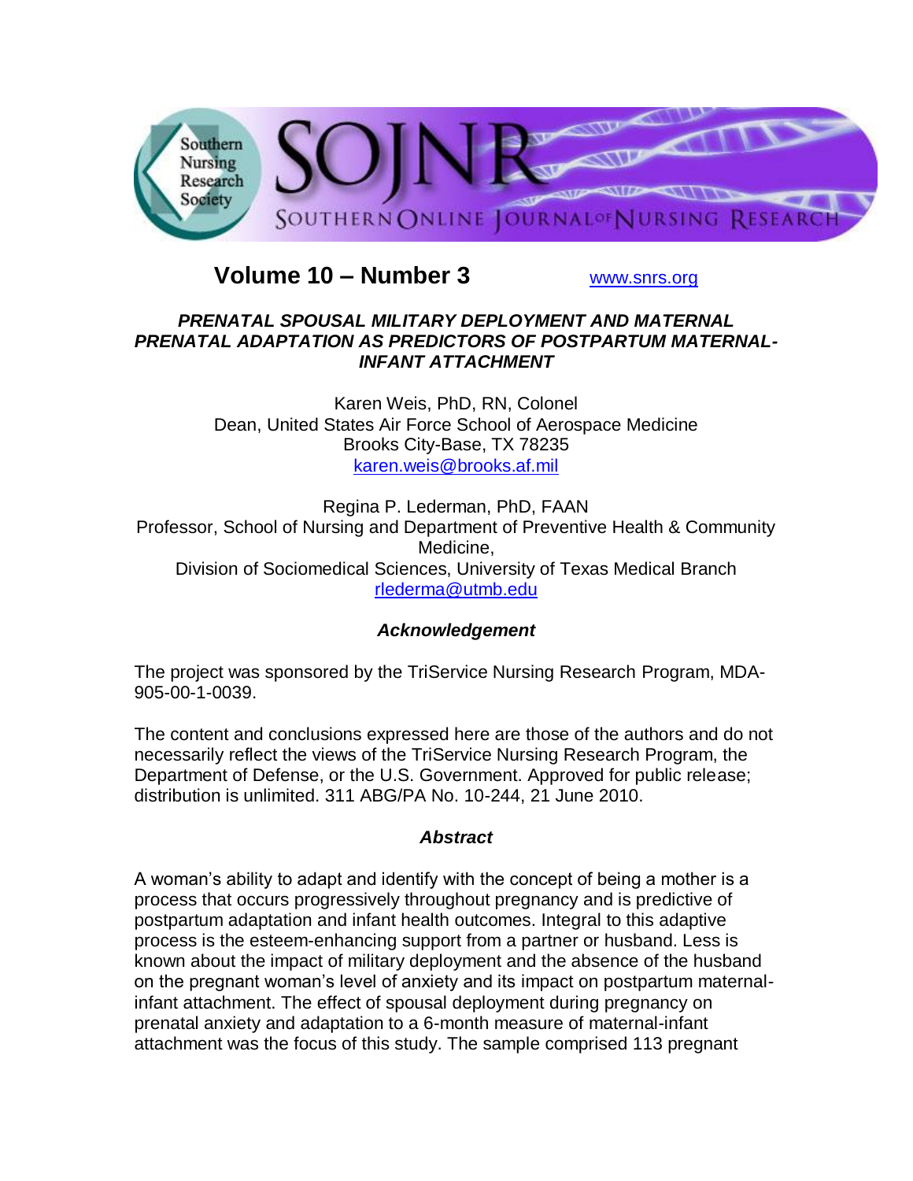**Volume 10 – Number 3** www.snrs.org

# *PRENATAL SPOUSAL MILITARY DEPLOYMENT AND MATERNAL PRENATAL ADAPTATION AS PREDICTORS OF POSTPARTUM MATERNAL-INFANT ATTACHMENT*

Karen Weis, PhD, RN, Colonel
Dean, United States Air Force School of Aerospace Medicine
Brooks City-Base, TX 78235
karen.weis@brooks.af.mil

Regina P. Lederman, PhD, FAAN
Professor, School of Nursing and Department of Preventive Health & Community Medicine,
Division of Sociomedical Sciences, University of Texas Medical Branch
rlederma@utmb.edu

### *Acknowledgement*

The project was sponsored by the TriService Nursing Research Program, MDA-905-00-1-0039.

The content and conclusions expressed here are those of the authors and do not necessarily reflect the views of the TriService Nursing Research Program, the Department of Defense, or the U.S. Government. Approved for public release; distribution is unlimited. 311 ABG/PA No. 10-244, 21 June 2010.

### *Abstract*

A woman's ability to adapt and identify with the concept of being a mother is a process that occurs progressively throughout pregnancy and is predictive of postpartum adaptation and infant health outcomes. Integral to this adaptive process is the esteem-enhancing support from a partner or husband. Less is known about the impact of military deployment and the absence of the husband on the pregnant woman's level of anxiety and its impact on postpartum maternal-infant attachment. The effect of spousal deployment during pregnancy on prenatal anxiety and adaptation to a 6-month measure of maternal-infant attachment was the focus of this study. The sample comprised 113 pregnant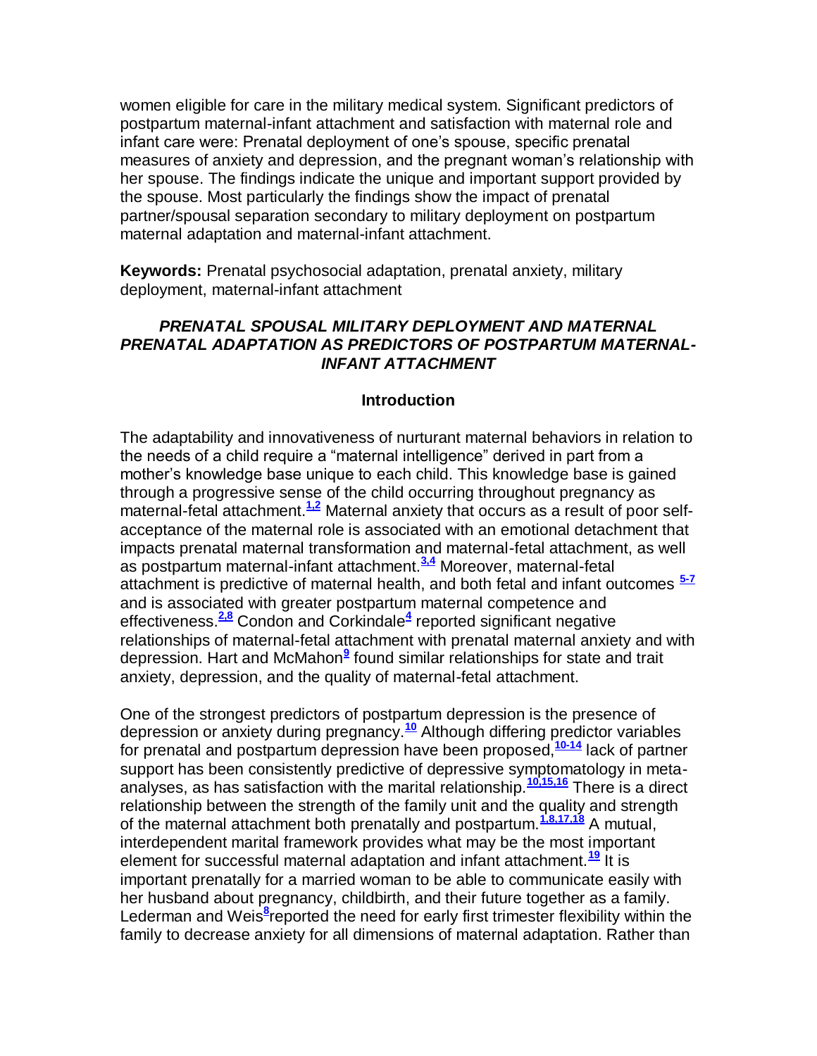women eligible for care in the military medical system. Significant predictors of postpartum maternal-infant attachment and satisfaction with maternal role and infant care were: Prenatal deployment of one's spouse, specific prenatal measures of anxiety and depression, and the pregnant woman's relationship with her spouse. The findings indicate the unique and important support provided by the spouse. Most particularly the findings show the impact of prenatal partner/spousal separation secondary to military deployment on postpartum maternal adaptation and maternal-infant attachment.

**Keywords:** Prenatal psychosocial adaptation, prenatal anxiety, military deployment, maternal-infant attachment

## *PRENATAL SPOUSAL MILITARY DEPLOYMENT AND MATERNAL PRENATAL ADAPTATION AS PREDICTORS OF POSTPARTUM MATERNAL-INFANT ATTACHMENT*

### Introduction

The adaptability and innovativeness of nurturant maternal behaviors in relation to the needs of a child require a "maternal intelligence" derived in part from a mother's knowledge base unique to each child. This knowledge base is gained through a progressive sense of the child occurring throughout pregnancy as maternal-fetal attachment.[1,2] Maternal anxiety that occurs as a result of poor self-acceptance of the maternal role is associated with an emotional detachment that impacts prenatal maternal transformation and maternal-fetal attachment, as well as postpartum maternal-infant attachment.[3,4] Moreover, maternal-fetal attachment is predictive of maternal health, and both fetal and infant outcomes [5-7] and is associated with greater postpartum maternal competence and effectiveness.[2,8] Condon and Corkindale[4] reported significant negative relationships of maternal-fetal attachment with prenatal maternal anxiety and with depression. Hart and McMahon[9] found similar relationships for state and trait anxiety, depression, and the quality of maternal-fetal attachment.

One of the strongest predictors of postpartum depression is the presence of depression or anxiety during pregnancy.[10] Although differing predictor variables for prenatal and postpartum depression have been proposed,[10-14] lack of partner support has been consistently predictive of depressive symptomatology in meta-analyses, as has satisfaction with the marital relationship.[10,15,16] There is a direct relationship between the strength of the family unit and the quality and strength of the maternal attachment both prenatally and postpartum.[1,8,17,18] A mutual, interdependent marital framework provides what may be the most important element for successful maternal adaptation and infant attachment.[19] It is important prenatally for a married woman to be able to communicate easily with her husband about pregnancy, childbirth, and their future together as a family. Lederman and Weis[8]reported the need for early first trimester flexibility within the family to decrease anxiety for all dimensions of maternal adaptation. Rather than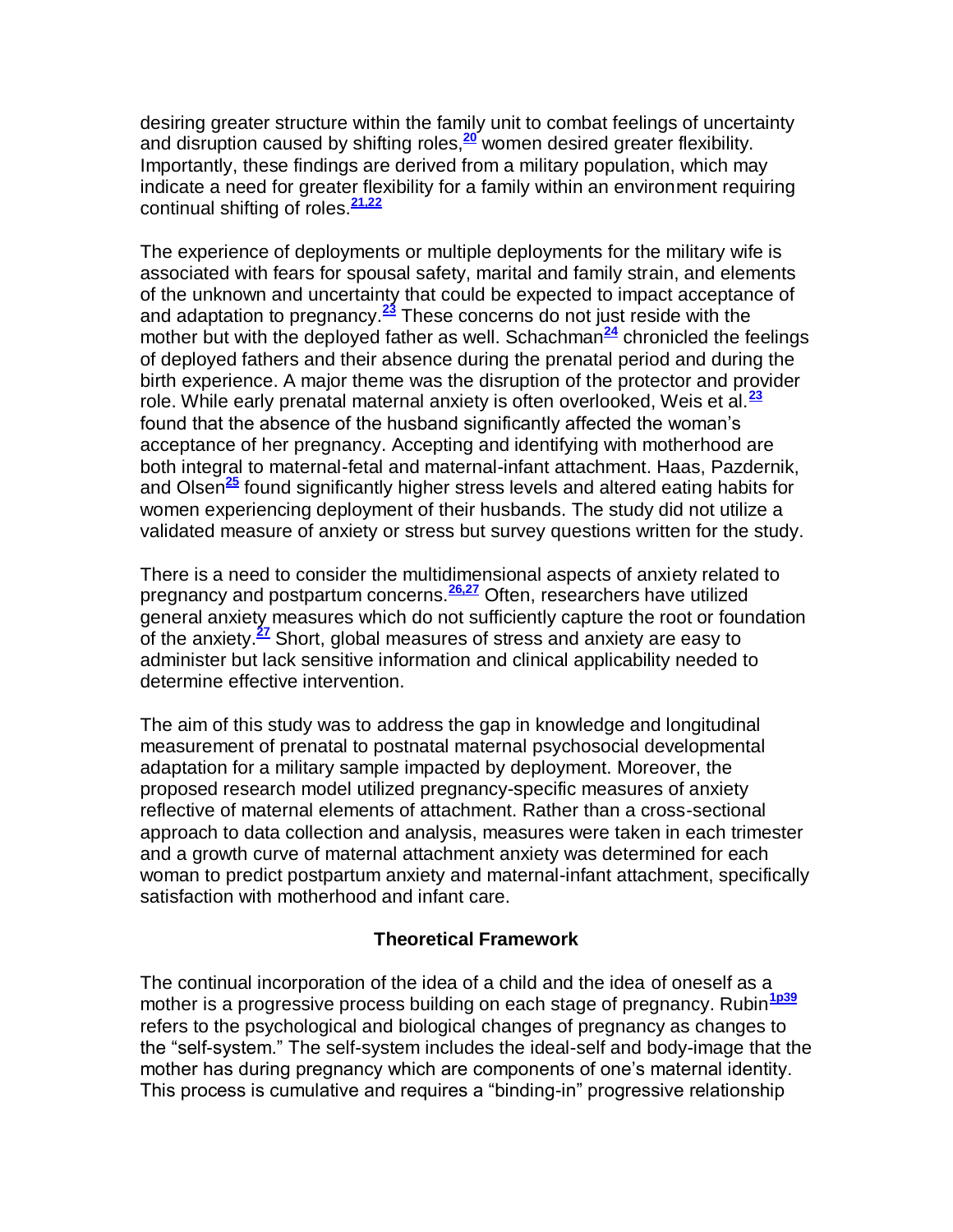desiring greater structure within the family unit to combat feelings of uncertainty and disruption caused by shifting roles,[20] women desired greater flexibility. Importantly, these findings are derived from a military population, which may indicate a need for greater flexibility for a family within an environment requiring continual shifting of roles.[21,22]

The experience of deployments or multiple deployments for the military wife is associated with fears for spousal safety, marital and family strain, and elements of the unknown and uncertainty that could be expected to impact acceptance of and adaptation to pregnancy.[23] These concerns do not just reside with the mother but with the deployed father as well. Schachman[24] chronicled the feelings of deployed fathers and their absence during the prenatal period and during the birth experience. A major theme was the disruption of the protector and provider role. While early prenatal maternal anxiety is often overlooked, Weis et al.[23] found that the absence of the husband significantly affected the woman's acceptance of her pregnancy. Accepting and identifying with motherhood are both integral to maternal-fetal and maternal-infant attachment. Haas, Pazdernik, and Olsen[25] found significantly higher stress levels and altered eating habits for women experiencing deployment of their husbands. The study did not utilize a validated measure of anxiety or stress but survey questions written for the study.

There is a need to consider the multidimensional aspects of anxiety related to pregnancy and postpartum concerns.[26,27] Often, researchers have utilized general anxiety measures which do not sufficiently capture the root or foundation of the anxiety.[27] Short, global measures of stress and anxiety are easy to administer but lack sensitive information and clinical applicability needed to determine effective intervention.

The aim of this study was to address the gap in knowledge and longitudinal measurement of prenatal to postnatal maternal psychosocial developmental adaptation for a military sample impacted by deployment. Moreover, the proposed research model utilized pregnancy-specific measures of anxiety reflective of maternal elements of attachment. Rather than a cross-sectional approach to data collection and analysis, measures were taken in each trimester and a growth curve of maternal attachment anxiety was determined for each woman to predict postpartum anxiety and maternal-infant attachment, specifically satisfaction with motherhood and infant care.

## Theoretical Framework

The continual incorporation of the idea of a child and the idea of oneself as a mother is a progressive process building on each stage of pregnancy. Rubin[1p39] refers to the psychological and biological changes of pregnancy as changes to the "self-system." The self-system includes the ideal-self and body-image that the mother has during pregnancy which are components of one's maternal identity. This process is cumulative and requires a "binding-in" progressive relationship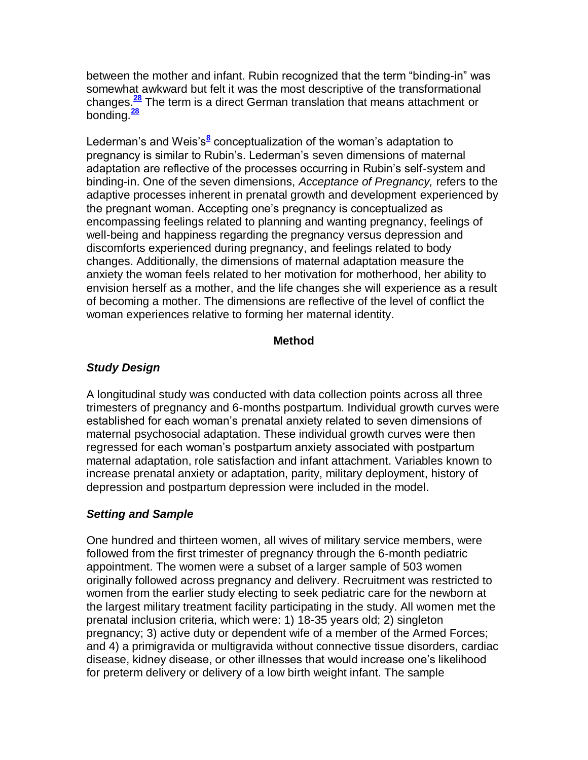between the mother and infant. Rubin recognized that the term "binding-in" was somewhat awkward but felt it was the most descriptive of the transformational changes.[28] The term is a direct German translation that means attachment or bonding.[28]

Lederman's and Weis's[8] conceptualization of the woman's adaptation to pregnancy is similar to Rubin's. Lederman's seven dimensions of maternal adaptation are reflective of the processes occurring in Rubin's self-system and binding-in. One of the seven dimensions, *Acceptance of Pregnancy,* refers to the adaptive processes inherent in prenatal growth and development experienced by the pregnant woman. Accepting one's pregnancy is conceptualized as encompassing feelings related to planning and wanting pregnancy, feelings of well-being and happiness regarding the pregnancy versus depression and discomforts experienced during pregnancy, and feelings related to body changes. Additionally, the dimensions of maternal adaptation measure the anxiety the woman feels related to her motivation for motherhood, her ability to envision herself as a mother, and the life changes she will experience as a result of becoming a mother. The dimensions are reflective of the level of conflict the woman experiences relative to forming her maternal identity.

## Method

### *Study Design*

A longitudinal study was conducted with data collection points across all three trimesters of pregnancy and 6-months postpartum. Individual growth curves were established for each woman's prenatal anxiety related to seven dimensions of maternal psychosocial adaptation. These individual growth curves were then regressed for each woman's postpartum anxiety associated with postpartum maternal adaptation, role satisfaction and infant attachment. Variables known to increase prenatal anxiety or adaptation, parity, military deployment, history of depression and postpartum depression were included in the model.

### *Setting and Sample*

One hundred and thirteen women, all wives of military service members, were followed from the first trimester of pregnancy through the 6-month pediatric appointment. The women were a subset of a larger sample of 503 women originally followed across pregnancy and delivery. Recruitment was restricted to women from the earlier study electing to seek pediatric care for the newborn at the largest military treatment facility participating in the study. All women met the prenatal inclusion criteria, which were: 1) 18-35 years old; 2) singleton pregnancy; 3) active duty or dependent wife of a member of the Armed Forces; and 4) a primigravida or multigravida without connective tissue disorders, cardiac disease, kidney disease, or other illnesses that would increase one's likelihood for preterm delivery or delivery of a low birth weight infant. The sample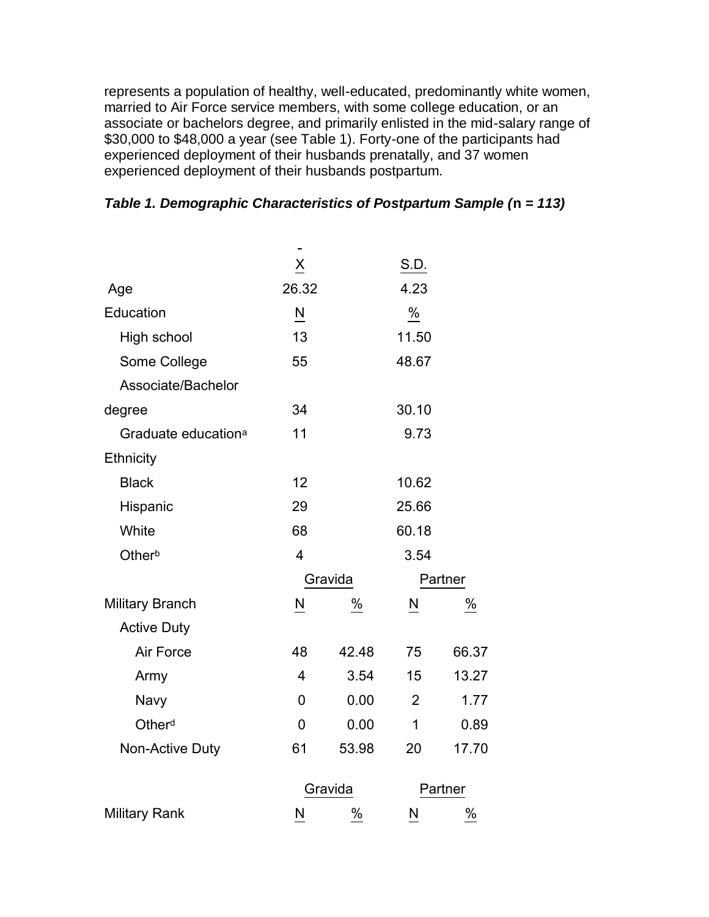represents a population of healthy, well-educated, predominantly white women, married to Air Force service members, with some college education, or an associate or bachelors degree, and primarily enlisted in the mid-salary range of $30,000 to $48,000 a year (see Table 1). Forty-one of the participants had experienced deployment of their husbands prenatally, and 37 women experienced deployment of their husbands postpartum.

***Table 1. Demographic Characteristics of Postpartum Sample (n = 113)***

| | $\bar{X}$ | | S.D. | |
|---|---|---|---|---|
| Age | 26.32 | | 4.23 | |
| Education | N | | % | |
| High school | 13 | | 11.50 | |
| Some College | 55 | | 48.67 | |
| Associate/Bachelor degree | 34 | | 30.10 | |
| Graduate education[a] | 11 | | 9.73 | |
| Ethnicity | | | | |
| Black | 12 | | 10.62 | |
| Hispanic | 29 | | 25.66 | |
| White | 68 | | 60.18 | |
| Other[b] | 4 | | 3.54 | |
| | Gravida | | Partner | |
| Military Branch | N | % | N | % |
| Active Duty | | | | |
| Air Force | 48 | 42.48 | 75 | 66.37 |
| Army | 4 | 3.54 | 15 | 13.27 |
| Navy | 0 | 0.00 | 2 | 1.77 |
| Other[d] | 0 | 0.00 | 1 | 0.89 |
| Non-Active Duty | 61 | 53.98 | 20 | 17.70 |
| | Gravida | | Partner | |
| Military Rank | N | % | N | % |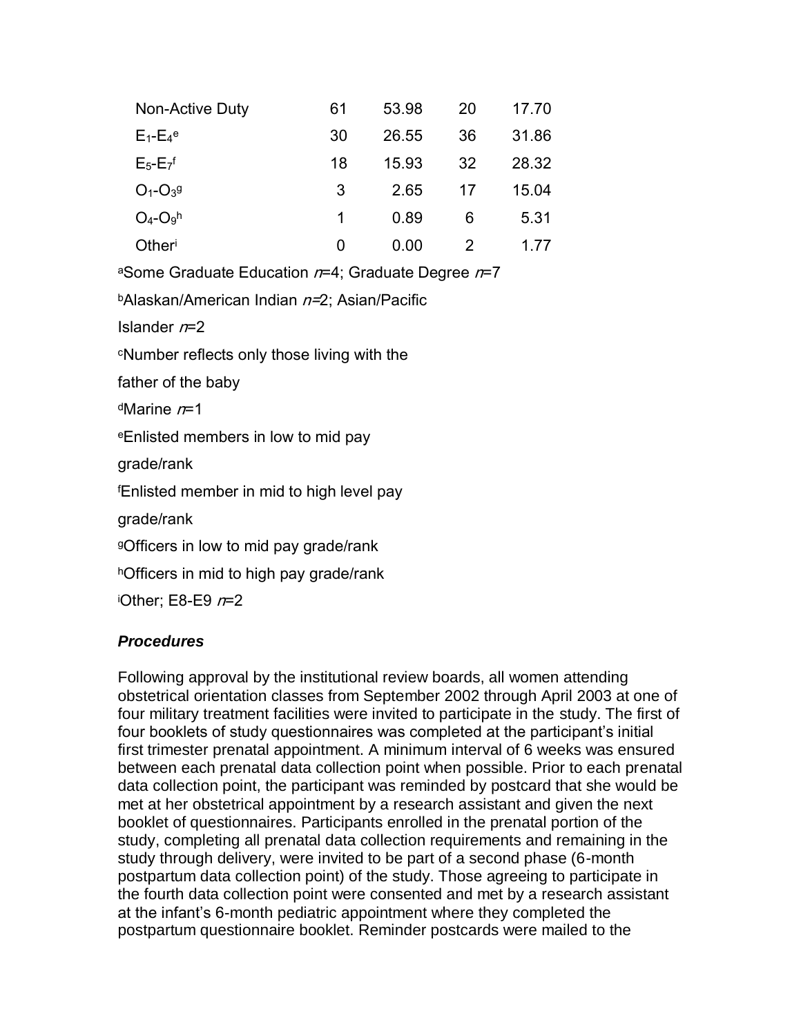| | | | | |
|---|---|---|---|---|
| Non-Active Duty | 61 | 53.98 | 20 | 17.70 |
| $E_1$-$E_4$[e] | 30 | 26.55 | 36 | 31.86 |
| $E_5$-$E_7$[f] | 18 | 15.93 | 32 | 28.32 |
| $O_1$-$O_3$[g] | 3 | 2.65 | 17 | 15.04 |
| $O_4$-$O_9$[h] | 1 | 0.89 | 6 | 5.31 |
| Other[i] | 0 | 0.00 | 2 | 1.77 |

[a]Some Graduate Education *n*=4; Graduate Degree *n*=7

[b]Alaskan/American Indian *n*=2; Asian/Pacific Islander *n*=2

[c]Number reflects only those living with the father of the baby

[d]Marine *n*=1

[e]Enlisted members in low to mid pay grade/rank

[f]Enlisted member in mid to high level pay grade/rank

[g]Officers in low to mid pay grade/rank

[h]Officers in mid to high pay grade/rank

[i]Other; E8-E9 *n*=2

### *Procedures*

Following approval by the institutional review boards, all women attending obstetrical orientation classes from September 2002 through April 2003 at one of four military treatment facilities were invited to participate in the study. The first of four booklets of study questionnaires was completed at the participant's initial first trimester prenatal appointment. A minimum interval of 6 weeks was ensured between each prenatal data collection point when possible. Prior to each prenatal data collection point, the participant was reminded by postcard that she would be met at her obstetrical appointment by a research assistant and given the next booklet of questionnaires. Participants enrolled in the prenatal portion of the study, completing all prenatal data collection requirements and remaining in the study through delivery, were invited to be part of a second phase (6-month postpartum data collection point) of the study. Those agreeing to participate in the fourth data collection point were consented and met by a research assistant at the infant's 6-month pediatric appointment where they completed the postpartum questionnaire booklet. Reminder postcards were mailed to the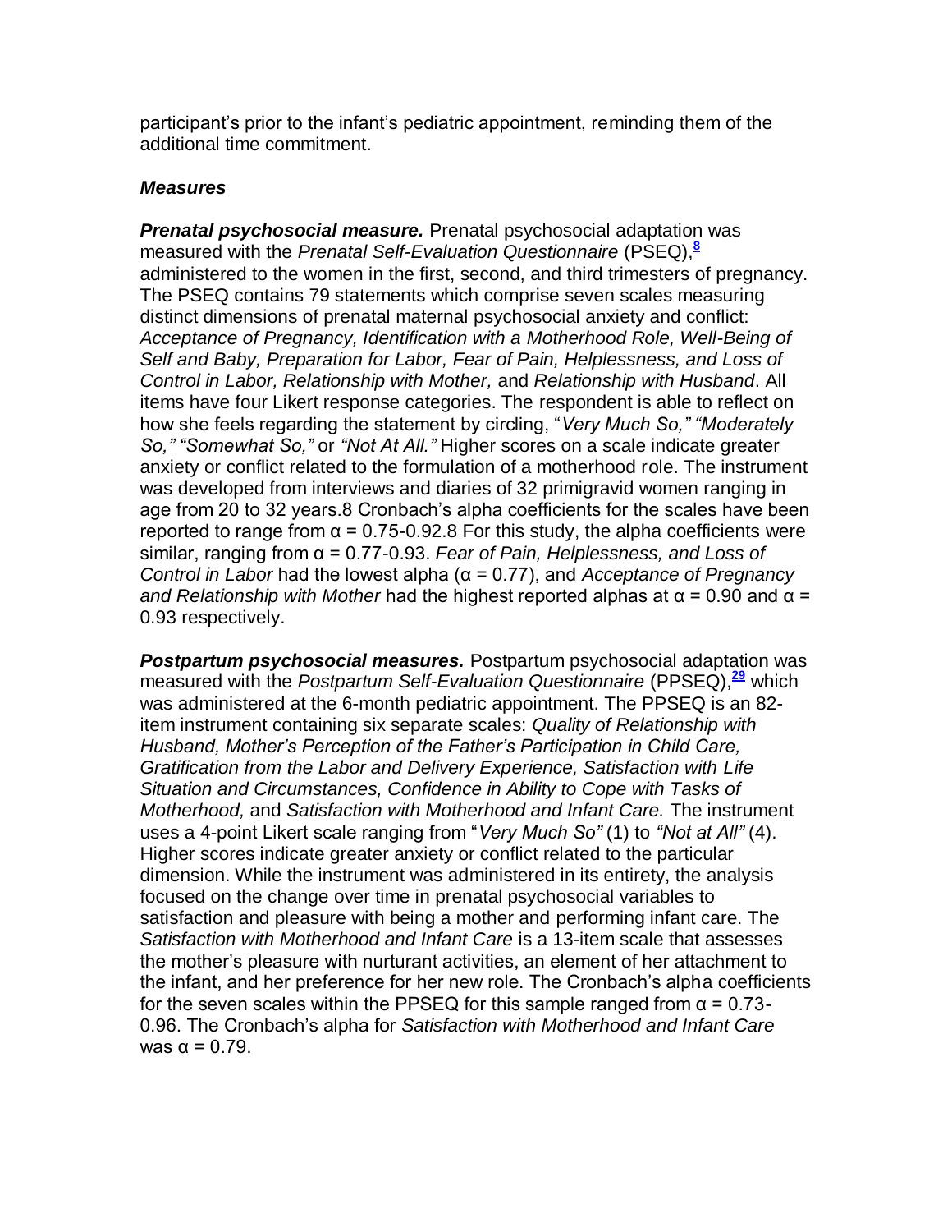participant's prior to the infant's pediatric appointment, reminding them of the additional time commitment.

### *Measures*

***Prenatal psychosocial measure.*** Prenatal psychosocial adaptation was measured with the *Prenatal Self-Evaluation Questionnaire* (PSEQ),[8] administered to the women in the first, second, and third trimesters of pregnancy. The PSEQ contains 79 statements which comprise seven scales measuring distinct dimensions of prenatal maternal psychosocial anxiety and conflict: *Acceptance of Pregnancy, Identification with a Motherhood Role, Well-Being of Self and Baby, Preparation for Labor, Fear of Pain, Helplessness, and Loss of Control in Labor, Relationship with Mother,* and *Relationship with Husband*. All items have four Likert response categories. The respondent is able to reflect on how she feels regarding the statement by circling, "*Very Much So," "Moderately So," "Somewhat So,"* or *"Not At All."* Higher scores on a scale indicate greater anxiety or conflict related to the formulation of a motherhood role. The instrument was developed from interviews and diaries of 32 primigravid women ranging in age from 20 to 32 years.8 Cronbach's alpha coefficients for the scales have been reported to range from $\alpha = 0.75$-0.92.8 For this study, the alpha coefficients were similar, ranging from $\alpha = 0.77$-0.93. *Fear of Pain, Helplessness, and Loss of Control in Labor* had the lowest alpha ($\alpha = 0.77$), and *Acceptance of Pregnancy and Relationship with Mother* had the highest reported alphas at $\alpha = 0.90$ and $\alpha = 0.93$ respectively.

***Postpartum psychosocial measures.*** Postpartum psychosocial adaptation was measured with the *Postpartum Self-Evaluation Questionnaire* (PPSEQ),[29] which was administered at the 6-month pediatric appointment. The PPSEQ is an 82-item instrument containing six separate scales: *Quality of Relationship with Husband, Mother's Perception of the Father's Participation in Child Care, Gratification from the Labor and Delivery Experience, Satisfaction with Life Situation and Circumstances, Confidence in Ability to Cope with Tasks of Motherhood,* and *Satisfaction with Motherhood and Infant Care.* The instrument uses a 4-point Likert scale ranging from "*Very Much So"* (1) to *"Not at All"* (4). Higher scores indicate greater anxiety or conflict related to the particular dimension. While the instrument was administered in its entirety, the analysis focused on the change over time in prenatal psychosocial variables to satisfaction and pleasure with being a mother and performing infant care. The *Satisfaction with Motherhood and Infant Care* is a 13-item scale that assesses the mother's pleasure with nurturant activities, an element of her attachment to the infant, and her preference for her new role. The Cronbach's alpha coefficients for the seven scales within the PPSEQ for this sample ranged from $\alpha = 0.73$-0.96. The Cronbach's alpha for *Satisfaction with Motherhood and Infant Care* was $\alpha = 0.79$.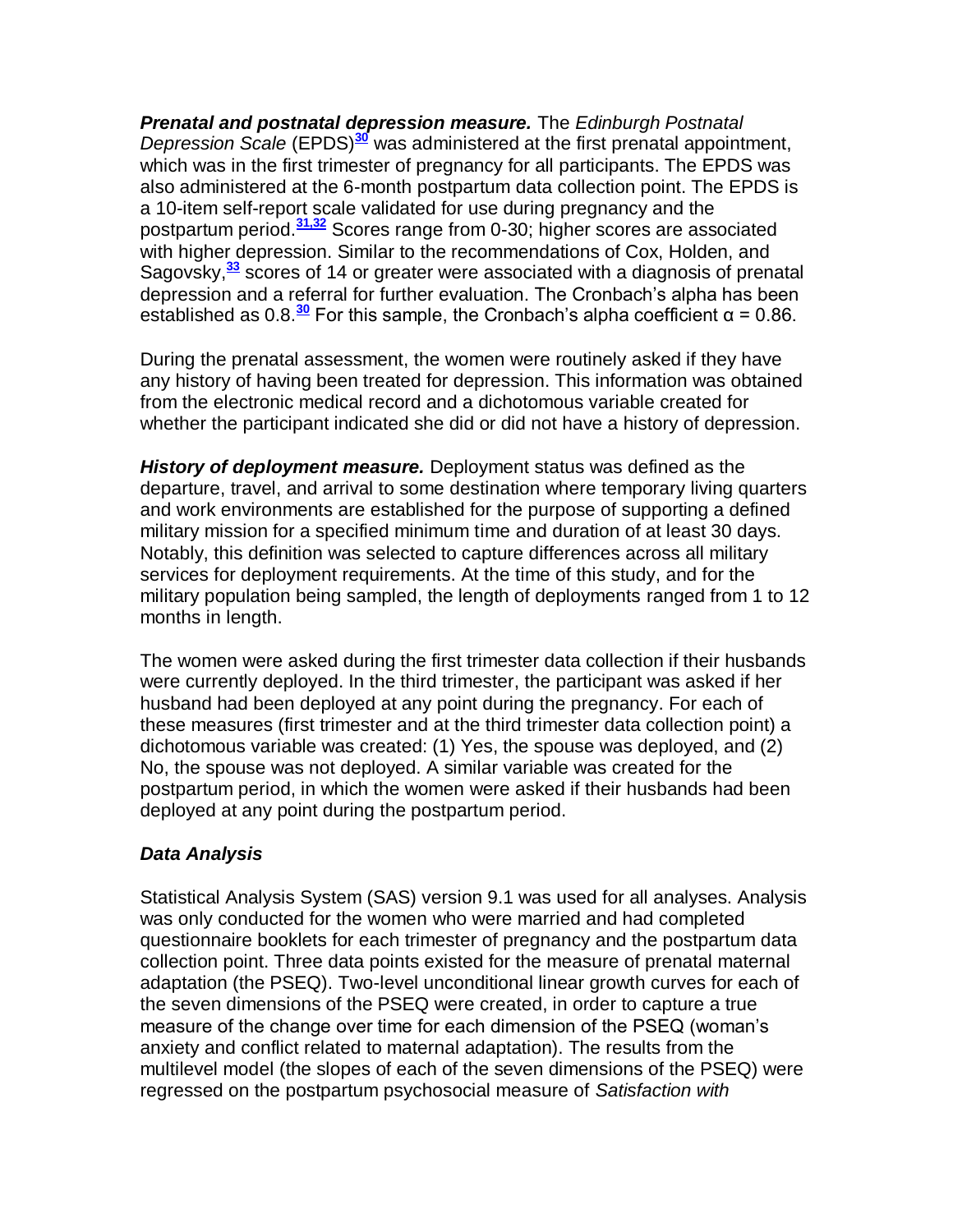***Prenatal and postnatal depression measure.*** The *Edinburgh Postnatal Depression Scale* (EPDS)[30] was administered at the first prenatal appointment, which was in the first trimester of pregnancy for all participants. The EPDS was also administered at the 6-month postpartum data collection point. The EPDS is a 10-item self-report scale validated for use during pregnancy and the postpartum period.[31,32] Scores range from 0-30; higher scores are associated with higher depression. Similar to the recommendations of Cox, Holden, and Sagovsky,[33] scores of 14 or greater were associated with a diagnosis of prenatal depression and a referral for further evaluation. The Cronbach's alpha has been established as 0.8.[30] For this sample, the Cronbach's alpha coefficient $\alpha = 0.86$.

During the prenatal assessment, the women were routinely asked if they have any history of having been treated for depression. This information was obtained from the electronic medical record and a dichotomous variable created for whether the participant indicated she did or did not have a history of depression.

***History of deployment measure.*** Deployment status was defined as the departure, travel, and arrival to some destination where temporary living quarters and work environments are established for the purpose of supporting a defined military mission for a specified minimum time and duration of at least 30 days. Notably, this definition was selected to capture differences across all military services for deployment requirements. At the time of this study, and for the military population being sampled, the length of deployments ranged from 1 to 12 months in length.

The women were asked during the first trimester data collection if their husbands were currently deployed. In the third trimester, the participant was asked if her husband had been deployed at any point during the pregnancy. For each of these measures (first trimester and at the third trimester data collection point) a dichotomous variable was created: (1) Yes, the spouse was deployed, and (2) No, the spouse was not deployed. A similar variable was created for the postpartum period, in which the women were asked if their husbands had been deployed at any point during the postpartum period.

### *Data Analysis*

Statistical Analysis System (SAS) version 9.1 was used for all analyses. Analysis was only conducted for the women who were married and had completed questionnaire booklets for each trimester of pregnancy and the postpartum data collection point. Three data points existed for the measure of prenatal maternal adaptation (the PSEQ). Two-level unconditional linear growth curves for each of the seven dimensions of the PSEQ were created, in order to capture a true measure of the change over time for each dimension of the PSEQ (woman's anxiety and conflict related to maternal adaptation). The results from the multilevel model (the slopes of each of the seven dimensions of the PSEQ) were regressed on the postpartum psychosocial measure of *Satisfaction with*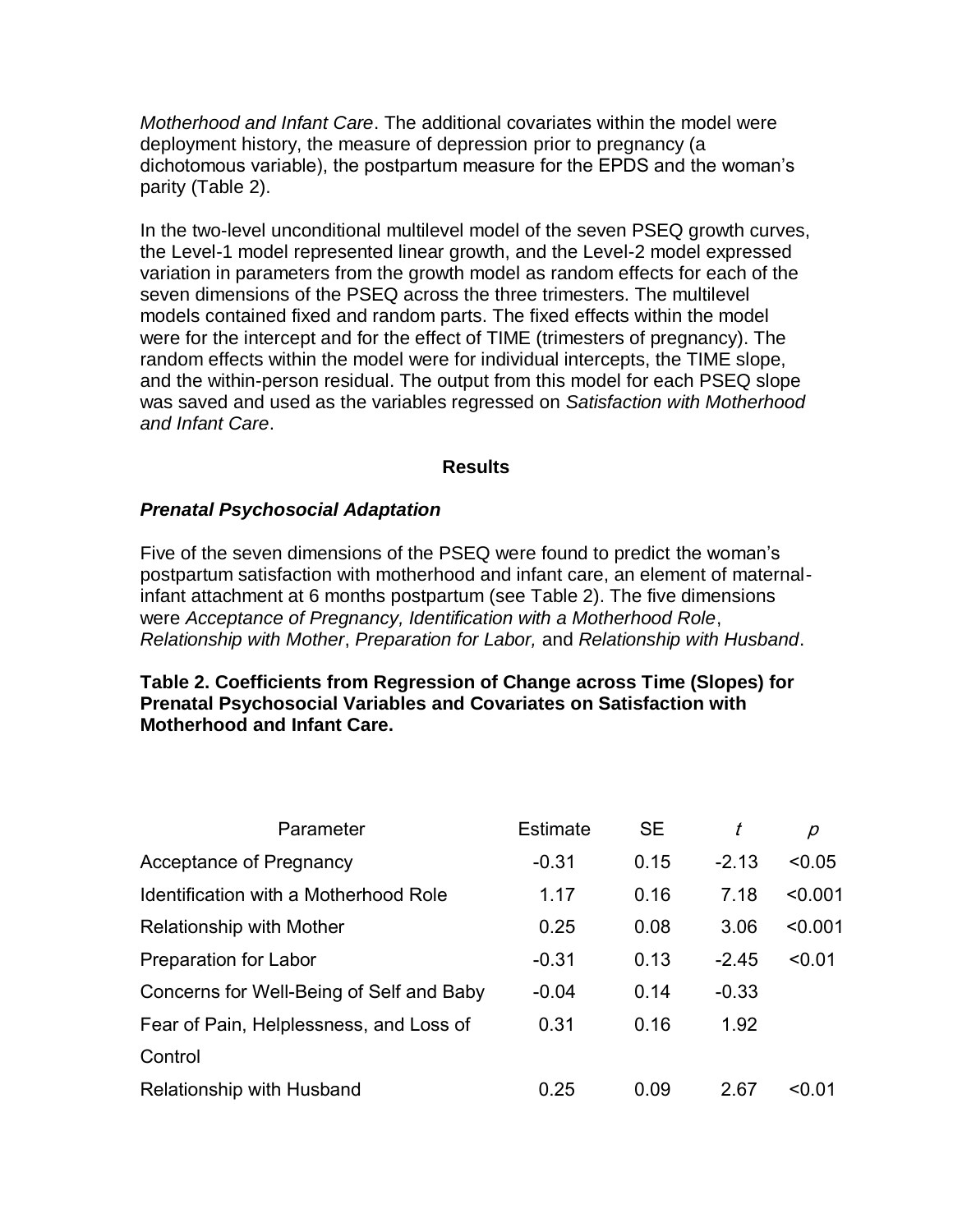*Motherhood and Infant Care*. The additional covariates within the model were deployment history, the measure of depression prior to pregnancy (a dichotomous variable), the postpartum measure for the EPDS and the woman's parity (Table 2).

In the two-level unconditional multilevel model of the seven PSEQ growth curves, the Level-1 model represented linear growth, and the Level-2 model expressed variation in parameters from the growth model as random effects for each of the seven dimensions of the PSEQ across the three trimesters. The multilevel models contained fixed and random parts. The fixed effects within the model were for the intercept and for the effect of TIME (trimesters of pregnancy). The random effects within the model were for individual intercepts, the TIME slope, and the within-person residual. The output from this model for each PSEQ slope was saved and used as the variables regressed on *Satisfaction with Motherhood and Infant Care*.

## Results

### *Prenatal Psychosocial Adaptation*

Five of the seven dimensions of the PSEQ were found to predict the woman's postpartum satisfaction with motherhood and infant care, an element of maternal-infant attachment at 6 months postpartum (see Table 2). The five dimensions were *Acceptance of Pregnancy, Identification with a Motherhood Role*, *Relationship with Mother*, *Preparation for Labor,* and *Relationship with Husband*.

**Table 2. Coefficients from Regression of Change across Time (Slopes) for Prenatal Psychosocial Variables and Covariates on Satisfaction with Motherhood and Infant Care.**

| Parameter | Estimate | SE | *t* | *p* |
|---|---|---|---|---|
| Acceptance of Pregnancy | -0.31 | 0.15 | -2.13 | <0.05 |
| Identification with a Motherhood Role | 1.17 | 0.16 | 7.18 | <0.001 |
| Relationship with Mother | 0.25 | 0.08 | 3.06 | <0.001 |
| Preparation for Labor | -0.31 | 0.13 | -2.45 | <0.01 |
| Concerns for Well-Being of Self and Baby | -0.04 | 0.14 | -0.33 | |
| Fear of Pain, Helplessness, and Loss of Control | 0.31 | 0.16 | 1.92 | |
| Relationship with Husband | 0.25 | 0.09 | 2.67 | <0.01 |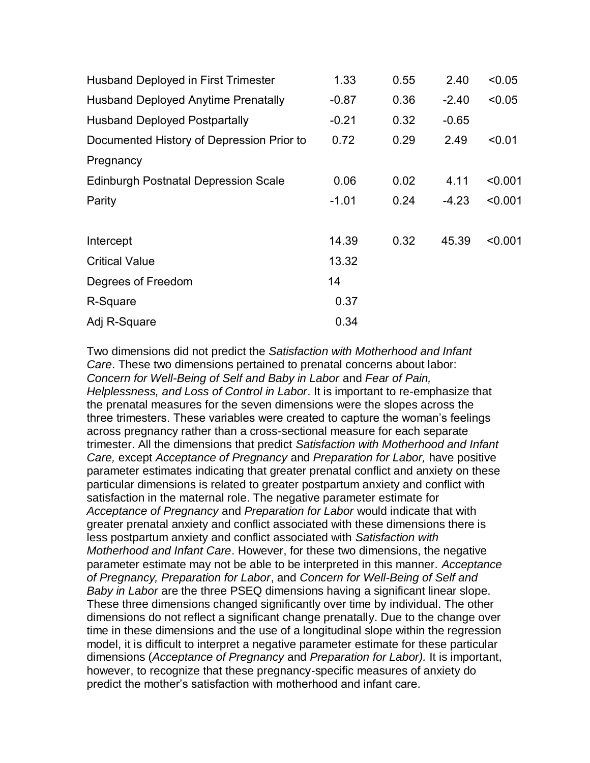| | | | | |
|---|---|---|---|---|
| Husband Deployed in First Trimester | 1.33 | 0.55 | 2.40 | <0.05 |
| Husband Deployed Anytime Prenatally | -0.87 | 0.36 | -2.40 | <0.05 |
| Husband Deployed Postpartally | -0.21 | 0.32 | -0.65 | |
| Documented History of Depression Prior to Pregnancy | 0.72 | 0.29 | 2.49 | <0.01 |
| Edinburgh Postnatal Depression Scale | 0.06 | 0.02 | 4.11 | <0.001 |
| Parity | -1.01 | 0.24 | -4.23 | <0.001 |
| | | | | |
| Intercept | 14.39 | 0.32 | 45.39 | <0.001 |
| Critical Value | 13.32 | | | |
| Degrees of Freedom | 14 | | | |
| R-Square | 0.37 | | | |
| Adj R-Square | 0.34 | | | |

Two dimensions did not predict the *Satisfaction with Motherhood and Infant Care*. These two dimensions pertained to prenatal concerns about labor: *Concern for Well-Being of Self and Baby in Labor* and *Fear of Pain, Helplessness, and Loss of Control in Labor*. It is important to re-emphasize that the prenatal measures for the seven dimensions were the slopes across the three trimesters. These variables were created to capture the woman's feelings across pregnancy rather than a cross-sectional measure for each separate trimester. All the dimensions that predict *Satisfaction with Motherhood and Infant Care,* except *Acceptance of Pregnancy* and *Preparation for Labor,* have positive parameter estimates indicating that greater prenatal conflict and anxiety on these particular dimensions is related to greater postpartum anxiety and conflict with satisfaction in the maternal role. The negative parameter estimate for *Acceptance of Pregnancy* and *Preparation for Labor* would indicate that with greater prenatal anxiety and conflict associated with these dimensions there is less postpartum anxiety and conflict associated with *Satisfaction with Motherhood and Infant Care*. However, for these two dimensions, the negative parameter estimate may not be able to be interpreted in this manner. *Acceptance of Pregnancy, Preparation for Labor*, and *Concern for Well-Being of Self and Baby in Labor* are the three PSEQ dimensions having a significant linear slope. These three dimensions changed significantly over time by individual. The other dimensions do not reflect a significant change prenatally. Due to the change over time in these dimensions and the use of a longitudinal slope within the regression model, it is difficult to interpret a negative parameter estimate for these particular dimensions (*Acceptance of Pregnancy* and *Preparation for Labor).* It is important, however, to recognize that these pregnancy-specific measures of anxiety do predict the mother's satisfaction with motherhood and infant care.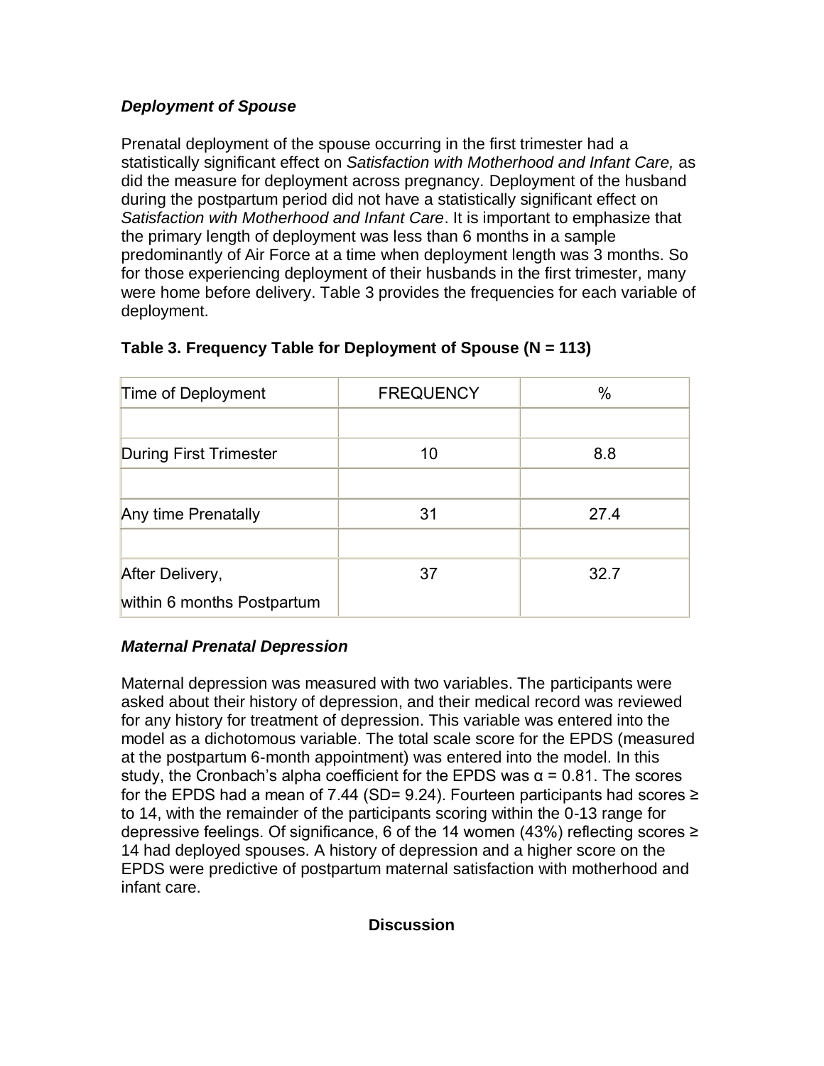### *Deployment of Spouse*

Prenatal deployment of the spouse occurring in the first trimester had a statistically significant effect on *Satisfaction with Motherhood and Infant Care,* as did the measure for deployment across pregnancy. Deployment of the husband during the postpartum period did not have a statistically significant effect on *Satisfaction with Motherhood and Infant Care*. It is important to emphasize that the primary length of deployment was less than 6 months in a sample predominantly of Air Force at a time when deployment length was 3 months. So for those experiencing deployment of their husbands in the first trimester, many were home before delivery. Table 3 provides the frequencies for each variable of deployment.

**Table 3. Frequency Table for Deployment of Spouse (N = 113)**

| Time of Deployment | FREQUENCY | % |
| --- | --- | --- |
| | | |
| During First Trimester | 10 | 8.8 |
| | | |
| Any time Prenatally | 31 | 27.4 |
| | | |
| After Delivery, within 6 months Postpartum | 37 | 32.7 |

### *Maternal Prenatal Depression*

Maternal depression was measured with two variables. The participants were asked about their history of depression, and their medical record was reviewed for any history for treatment of depression. This variable was entered into the model as a dichotomous variable. The total scale score for the EPDS (measured at the postpartum 6-month appointment) was entered into the model. In this study, the Cronbach's alpha coefficient for the EPDS was $\alpha = 0.81$. The scores for the EPDS had a mean of 7.44 (SD= 9.24). Fourteen participants had scores ≥ to 14, with the remainder of the participants scoring within the 0-13 range for depressive feelings. Of significance, 6 of the 14 women (43%) reflecting scores ≥ 14 had deployed spouses. A history of depression and a higher score on the EPDS were predictive of postpartum maternal satisfaction with motherhood and infant care.

## Discussion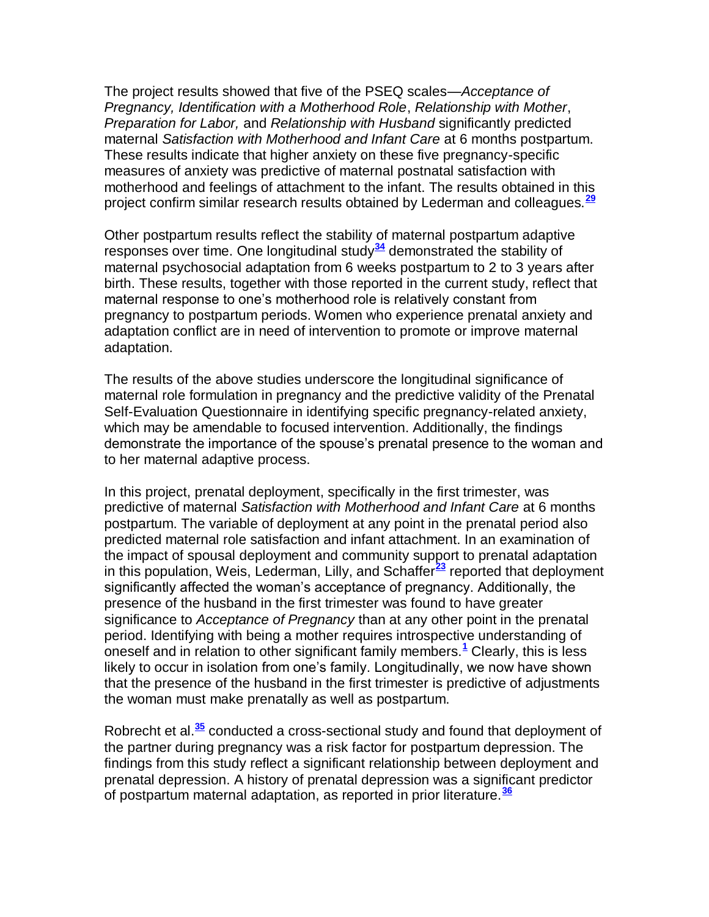The project results showed that five of the PSEQ scales—*Acceptance of Pregnancy, Identification with a Motherhood Role*, *Relationship with Mother*, *Preparation for Labor,* and *Relationship with Husband* significantly predicted maternal *Satisfaction with Motherhood and Infant Care* at 6 months postpartum. These results indicate that higher anxiety on these five pregnancy-specific measures of anxiety was predictive of maternal postnatal satisfaction with motherhood and feelings of attachment to the infant. The results obtained in this project confirm similar research results obtained by Lederman and colleagues.[29]

Other postpartum results reflect the stability of maternal postpartum adaptive responses over time. One longitudinal study[34] demonstrated the stability of maternal psychosocial adaptation from 6 weeks postpartum to 2 to 3 years after birth. These results, together with those reported in the current study, reflect that maternal response to one's motherhood role is relatively constant from pregnancy to postpartum periods. Women who experience prenatal anxiety and adaptation conflict are in need of intervention to promote or improve maternal adaptation.

The results of the above studies underscore the longitudinal significance of maternal role formulation in pregnancy and the predictive validity of the Prenatal Self-Evaluation Questionnaire in identifying specific pregnancy-related anxiety, which may be amendable to focused intervention. Additionally, the findings demonstrate the importance of the spouse's prenatal presence to the woman and to her maternal adaptive process.

In this project, prenatal deployment, specifically in the first trimester, was predictive of maternal *Satisfaction with Motherhood and Infant Care* at 6 months postpartum. The variable of deployment at any point in the prenatal period also predicted maternal role satisfaction and infant attachment. In an examination of the impact of spousal deployment and community support to prenatal adaptation in this population, Weis, Lederman, Lilly, and Schaffer[23] reported that deployment significantly affected the woman's acceptance of pregnancy. Additionally, the presence of the husband in the first trimester was found to have greater significance to *Acceptance of Pregnancy* than at any other point in the prenatal period. Identifying with being a mother requires introspective understanding of oneself and in relation to other significant family members.[1] Clearly, this is less likely to occur in isolation from one's family. Longitudinally, we now have shown that the presence of the husband in the first trimester is predictive of adjustments the woman must make prenatally as well as postpartum.

Robrecht et al.[35] conducted a cross-sectional study and found that deployment of the partner during pregnancy was a risk factor for postpartum depression. The findings from this study reflect a significant relationship between deployment and prenatal depression. A history of prenatal depression was a significant predictor of postpartum maternal adaptation, as reported in prior literature.[36]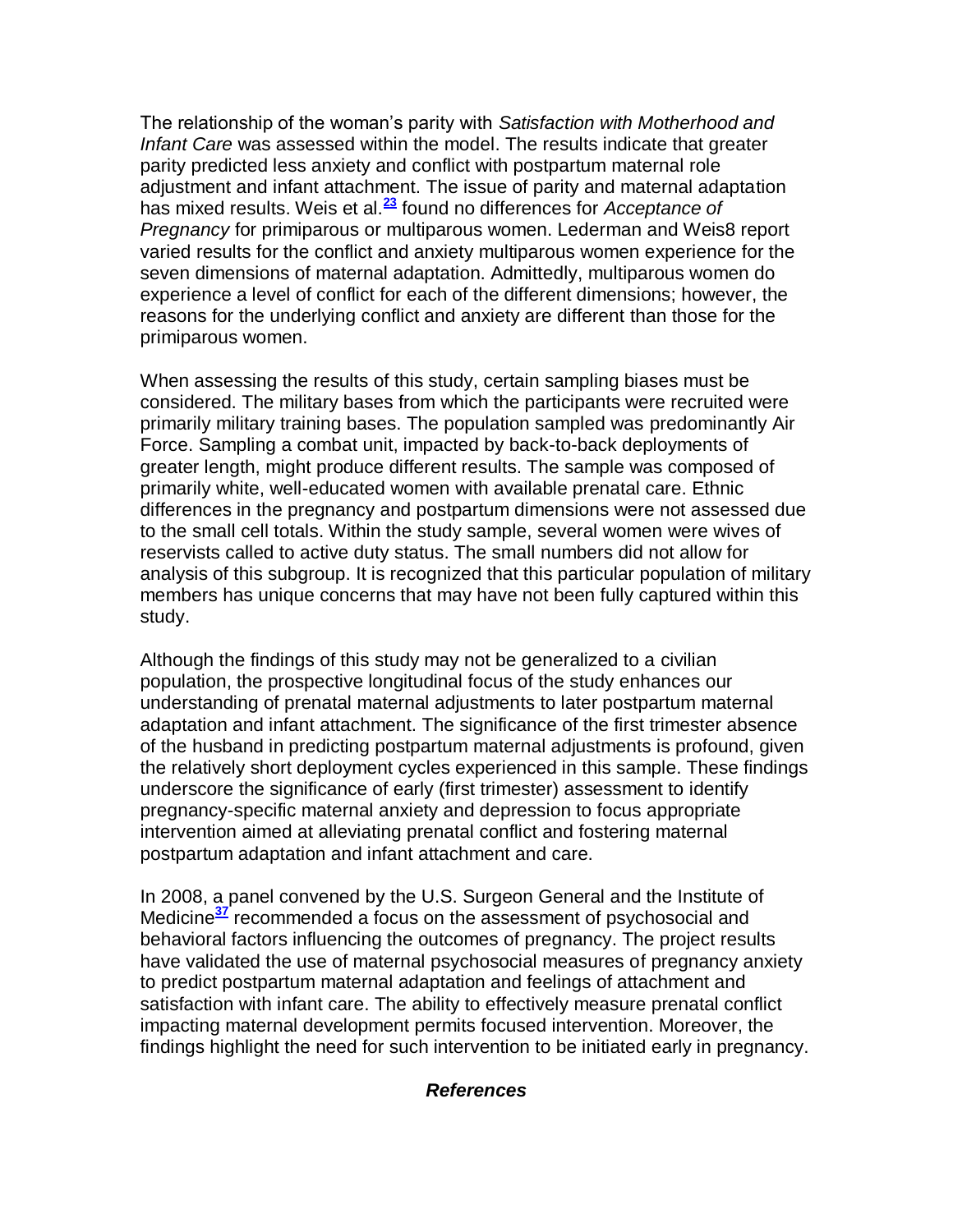The relationship of the woman's parity with *Satisfaction with Motherhood and Infant Care* was assessed within the model. The results indicate that greater parity predicted less anxiety and conflict with postpartum maternal role adjustment and infant attachment. The issue of parity and maternal adaptation has mixed results. Weis et al.[23] found no differences for *Acceptance of Pregnancy* for primiparous or multiparous women. Lederman and Weis8 report varied results for the conflict and anxiety multiparous women experience for the seven dimensions of maternal adaptation. Admittedly, multiparous women do experience a level of conflict for each of the different dimensions; however, the reasons for the underlying conflict and anxiety are different than those for the primiparous women.

When assessing the results of this study, certain sampling biases must be considered. The military bases from which the participants were recruited were primarily military training bases. The population sampled was predominantly Air Force. Sampling a combat unit, impacted by back-to-back deployments of greater length, might produce different results. The sample was composed of primarily white, well-educated women with available prenatal care. Ethnic differences in the pregnancy and postpartum dimensions were not assessed due to the small cell totals. Within the study sample, several women were wives of reservists called to active duty status. The small numbers did not allow for analysis of this subgroup. It is recognized that this particular population of military members has unique concerns that may have not been fully captured within this study.

Although the findings of this study may not be generalized to a civilian population, the prospective longitudinal focus of the study enhances our understanding of prenatal maternal adjustments to later postpartum maternal adaptation and infant attachment. The significance of the first trimester absence of the husband in predicting postpartum maternal adjustments is profound, given the relatively short deployment cycles experienced in this sample. These findings underscore the significance of early (first trimester) assessment to identify pregnancy-specific maternal anxiety and depression to focus appropriate intervention aimed at alleviating prenatal conflict and fostering maternal postpartum adaptation and infant attachment and care.

In 2008, a panel convened by the U.S. Surgeon General and the Institute of Medicine[37] recommended a focus on the assessment of psychosocial and behavioral factors influencing the outcomes of pregnancy. The project results have validated the use of maternal psychosocial measures of pregnancy anxiety to predict postpartum maternal adaptation and feelings of attachment and satisfaction with infant care. The ability to effectively measure prenatal conflict impacting maternal development permits focused intervention. Moreover, the findings highlight the need for such intervention to be initiated early in pregnancy.

## *References*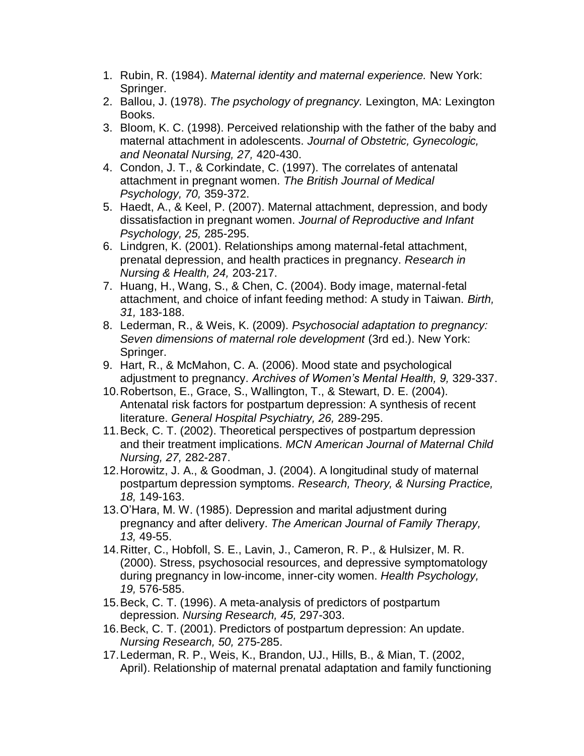1. Rubin, R. (1984). *Maternal identity and maternal experience.* New York: Springer.
2. Ballou, J. (1978). *The psychology of pregnancy.* Lexington, MA: Lexington Books.
3. Bloom, K. C. (1998). Perceived relationship with the father of the baby and maternal attachment in adolescents. *Journal of Obstetric, Gynecologic, and Neonatal Nursing, 27,* 420-430.
4. Condon, J. T., & Corkindate, C. (1997). The correlates of antenatal attachment in pregnant women. *The British Journal of Medical Psychology, 70,* 359-372.
5. Haedt, A., & Keel, P. (2007). Maternal attachment, depression, and body dissatisfaction in pregnant women. *Journal of Reproductive and Infant Psychology, 25,* 285-295.
6. Lindgren, K. (2001). Relationships among maternal-fetal attachment, prenatal depression, and health practices in pregnancy. *Research in Nursing & Health, 24,* 203-217.
7. Huang, H., Wang, S., & Chen, C. (2004). Body image, maternal-fetal attachment, and choice of infant feeding method: A study in Taiwan. *Birth, 31,* 183-188.
8. Lederman, R., & Weis, K. (2009). *Psychosocial adaptation to pregnancy: Seven dimensions of maternal role development* (3rd ed.). New York: Springer.
9. Hart, R., & McMahon, C. A. (2006). Mood state and psychological adjustment to pregnancy. *Archives of Women's Mental Health, 9,* 329-337.
10. Robertson, E., Grace, S., Wallington, T., & Stewart, D. E. (2004). Antenatal risk factors for postpartum depression: A synthesis of recent literature. *General Hospital Psychiatry, 26,* 289-295.
11. Beck, C. T. (2002). Theoretical perspectives of postpartum depression and their treatment implications. *MCN American Journal of Maternal Child Nursing, 27,* 282-287.
12. Horowitz, J. A., & Goodman, J. (2004). A longitudinal study of maternal postpartum depression symptoms. *Research, Theory, & Nursing Practice, 18,* 149-163.
13. O'Hara, M. W. (1985). Depression and marital adjustment during pregnancy and after delivery. *The American Journal of Family Therapy, 13,* 49-55.
14. Ritter, C., Hobfoll, S. E., Lavin, J., Cameron, R. P., & Hulsizer, M. R. (2000). Stress, psychosocial resources, and depressive symptomatology during pregnancy in low-income, inner-city women. *Health Psychology, 19,* 576-585.
15. Beck, C. T. (1996). A meta-analysis of predictors of postpartum depression. *Nursing Research, 45,* 297-303.
16. Beck, C. T. (2001). Predictors of postpartum depression: An update. *Nursing Research, 50,* 275-285.
17. Lederman, R. P., Weis, K., Brandon, UJ., Hills, B., & Mian, T. (2002, April). Relationship of maternal prenatal adaptation and family functioning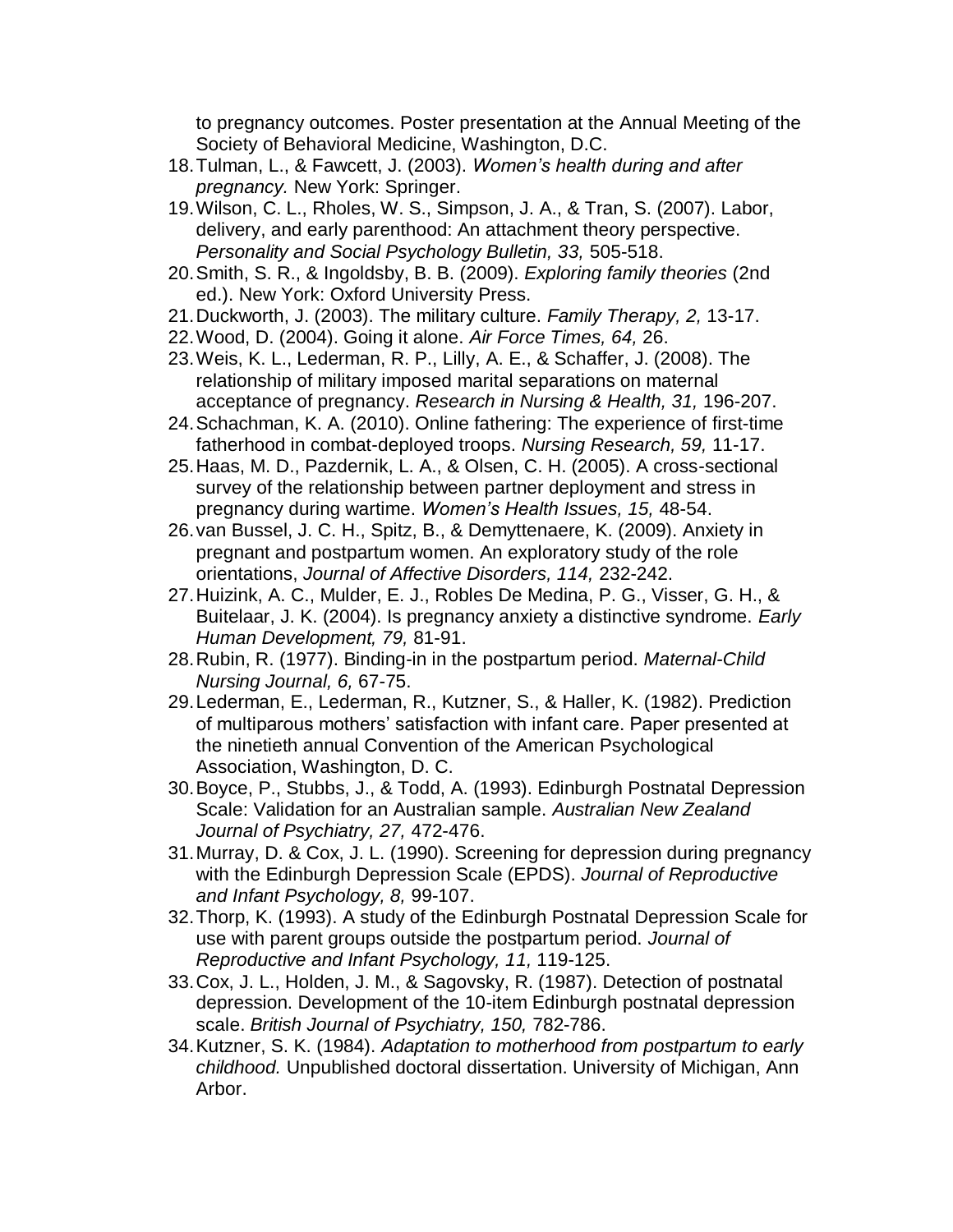to pregnancy outcomes. Poster presentation at the Annual Meeting of the Society of Behavioral Medicine, Washington, D.C.

18. Tulman, L., & Fawcett, J. (2003). *Women's health during and after pregnancy.* New York: Springer.
19. Wilson, C. L., Rholes, W. S., Simpson, J. A., & Tran, S. (2007). Labor, delivery, and early parenthood: An attachment theory perspective. *Personality and Social Psychology Bulletin, 33,* 505-518.
20. Smith, S. R., & Ingoldsby, B. B. (2009). *Exploring family theories* (2nd ed.). New York: Oxford University Press.
21. Duckworth, J. (2003). The military culture. *Family Therapy, 2,* 13-17.
22. Wood, D. (2004). Going it alone. *Air Force Times, 64,* 26.
23. Weis, K. L., Lederman, R. P., Lilly, A. E., & Schaffer, J. (2008). The relationship of military imposed marital separations on maternal acceptance of pregnancy. *Research in Nursing & Health, 31,* 196-207.
24. Schachman, K. A. (2010). Online fathering: The experience of first-time fatherhood in combat-deployed troops. *Nursing Research, 59,* 11-17.
25. Haas, M. D., Pazdernik, L. A., & Olsen, C. H. (2005). A cross-sectional survey of the relationship between partner deployment and stress in pregnancy during wartime. *Women's Health Issues, 15,* 48-54.
26. van Bussel, J. C. H., Spitz, B., & Demyttenaere, K. (2009). Anxiety in pregnant and postpartum women. An exploratory study of the role orientations, *Journal of Affective Disorders, 114,* 232-242.
27. Huizink, A. C., Mulder, E. J., Robles De Medina, P. G., Visser, G. H., & Buitelaar, J. K. (2004). Is pregnancy anxiety a distinctive syndrome. *Early Human Development, 79,* 81-91.
28. Rubin, R. (1977). Binding-in in the postpartum period. *Maternal-Child Nursing Journal, 6,* 67-75.
29. Lederman, E., Lederman, R., Kutzner, S., & Haller, K. (1982). Prediction of multiparous mothers' satisfaction with infant care. Paper presented at the ninetieth annual Convention of the American Psychological Association, Washington, D. C.
30. Boyce, P., Stubbs, J., & Todd, A. (1993). Edinburgh Postnatal Depression Scale: Validation for an Australian sample. *Australian New Zealand Journal of Psychiatry, 27,* 472-476.
31. Murray, D. & Cox, J. L. (1990). Screening for depression during pregnancy with the Edinburgh Depression Scale (EPDS). *Journal of Reproductive and Infant Psychology, 8,* 99-107.
32. Thorp, K. (1993). A study of the Edinburgh Postnatal Depression Scale for use with parent groups outside the postpartum period. *Journal of Reproductive and Infant Psychology, 11,* 119-125.
33. Cox, J. L., Holden, J. M., & Sagovsky, R. (1987). Detection of postnatal depression. Development of the 10-item Edinburgh postnatal depression scale. *British Journal of Psychiatry, 150,* 782-786.
34. Kutzner, S. K. (1984). *Adaptation to motherhood from postpartum to early childhood.* Unpublished doctoral dissertation. University of Michigan, Ann Arbor.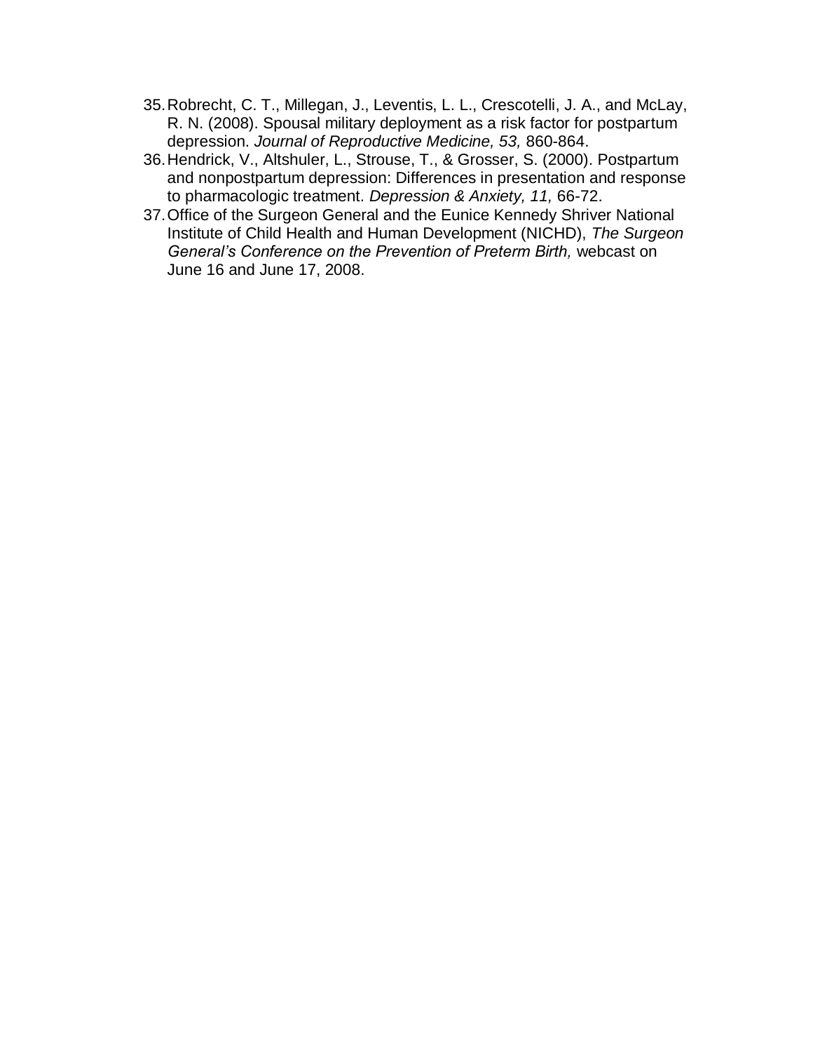35. Robrecht, C. T., Millegan, J., Leventis, L. L., Crescotelli, J. A., and McLay, R. N. (2008). Spousal military deployment as a risk factor for postpartum depression. *Journal of Reproductive Medicine, 53,* 860-864.
36. Hendrick, V., Altshuler, L., Strouse, T., & Grosser, S. (2000). Postpartum and nonpostpartum depression: Differences in presentation and response to pharmacologic treatment. *Depression & Anxiety, 11,* 66-72.
37. Office of the Surgeon General and the Eunice Kennedy Shriver National Institute of Child Health and Human Development (NICHD), *The Surgeon General's Conference on the Prevention of Preterm Birth,* webcast on June 16 and June 17, 2008.